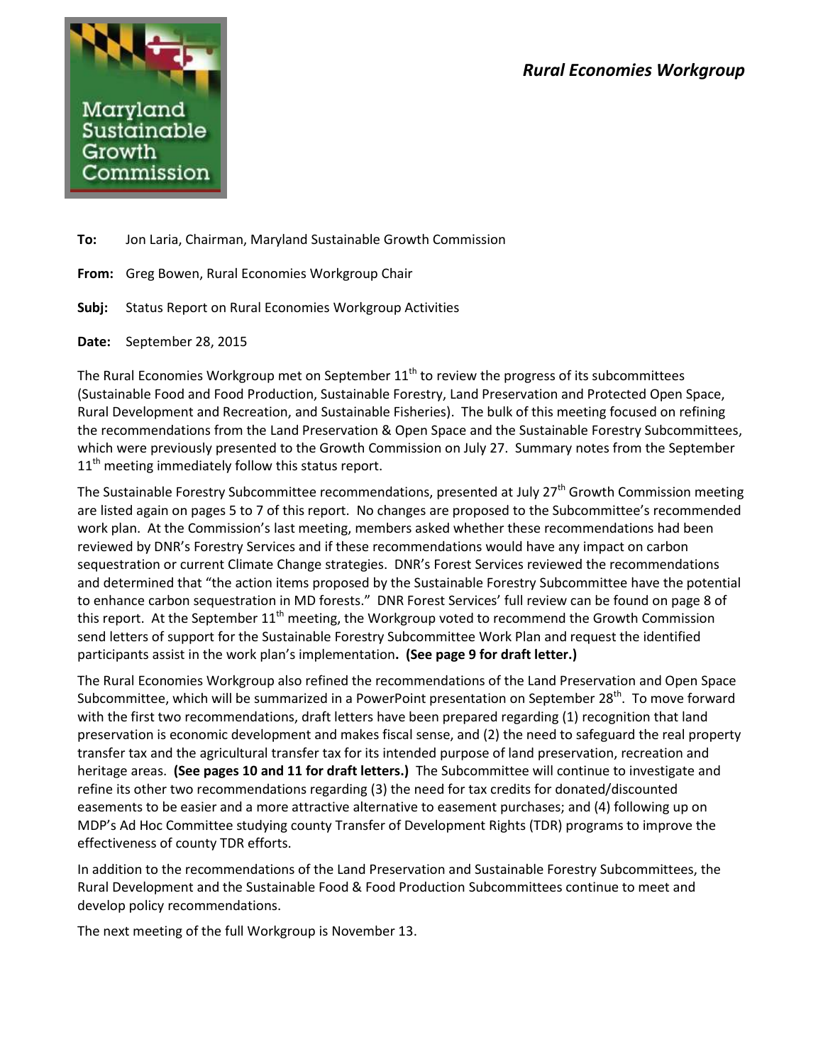*Rural Economies Workgroup*

Maryland Sustainable Growth Commission

**To:** Jon Laria, Chairman, Maryland Sustainable Growth Commission

**From:** Greg Bowen, Rural Economies Workgroup Chair

**Subj:** Status Report on Rural Economies Workgroup Activities

**Date:** September 28, 2015

The Rural Economies Workgroup met on September 11th to review the progress of its subcommittees (Sustainable Food and Food Production, Sustainable Forestry, Land Preservation and Protected Open Space, Rural Development and Recreation, and Sustainable Fisheries). The bulk of this meeting focused on refining the recommendations from the Land Preservation & Open Space and the Sustainable Forestry Subcommittees, which were previously presented to the Growth Commission on July 27. Summary notes from the September 11th meeting immediately follow this status report.

The Sustainable Forestry Subcommittee recommendations, presented at July 27th Growth Commission meeting are listed again on pages 5 to 7 of this report. No changes are proposed to the Subcommittee's recommended work plan. At the Commission's last meeting, members asked whether these recommendations had been reviewed by DNR's Forestry Services and if these recommendations would have any impact on carbon sequestration or current Climate Change strategies. DNR's Forest Services reviewed the recommendations and determined that "the action items proposed by the Sustainable Forestry Subcommittee have the potential to enhance carbon sequestration in MD forests." DNR Forest Services' full review can be found on page 8 of this report. At the September 11th meeting, the Workgroup voted to recommend the Growth Commission send letters of support for the Sustainable Forestry Subcommittee Work Plan and request the identified participants assist in the work plan's implementation**. (See page 9 for draft letter.)**

The Rural Economies Workgroup also refined the recommendations of the Land Preservation and Open Space Subcommittee, which will be summarized in a PowerPoint presentation on September 28th. To move forward with the first two recommendations, draft letters have been prepared regarding (1) recognition that land preservation is economic development and makes fiscal sense, and (2) the need to safeguard the real property transfer tax and the agricultural transfer tax for its intended purpose of land preservation, recreation and heritage areas. **(See pages 10 and 11 for draft letters.)** The Subcommittee will continue to investigate and refine its other two recommendations regarding (3) the need for tax credits for donated/discounted easements to be easier and a more attractive alternative to easement purchases; and (4) following up on MDP's Ad Hoc Committee studying county Transfer of Development Rights (TDR) programs to improve the effectiveness of county TDR efforts.

In addition to the recommendations of the Land Preservation and Sustainable Forestry Subcommittees, the Rural Development and the Sustainable Food & Food Production Subcommittees continue to meet and develop policy recommendations.

The next meeting of the full Workgroup is November 13.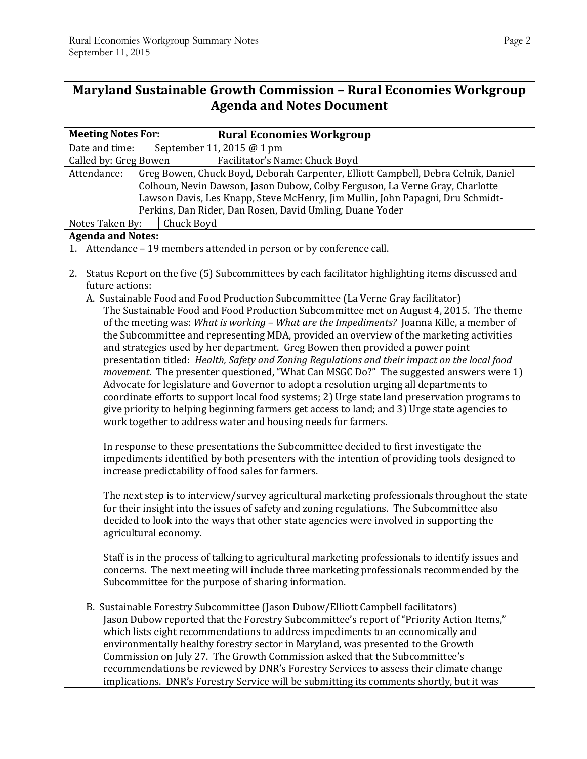## Maryland Sustainable Growth Commission – Rural Economies Workgroup Agenda and Notes Document

| **Meeting Notes For:** | **Rural Economies Workgroup** |
|---|---|
| Date and time: | September 11, 2015 @ 1 pm |
| Called by: Greg Bowen | Facilitator's Name: Chuck Boyd |
| Attendance: | Greg Bowen, Chuck Boyd, Deborah Carpenter, Elliott Campbell, Debra Celnik, Daniel Colhoun, Nevin Dawson, Jason Dubow, Colby Ferguson, La Verne Gray, Charlotte Lawson Davis, Les Knapp, Steve McHenry, Jim Mullin, John Papagni, Dru Schmidt-Perkins, Dan Rider, Dan Rosen, David Umling, Duane Yoder |
| Notes Taken By: | Chuck Boyd |

**Agenda and Notes:**

1. Attendance – 19 members attended in person or by conference call.

2. Status Report on the five (5) Subcommittees by each facilitator highlighting items discussed and future actions:

   A. Sustainable Food and Food Production Subcommittee (La Verne Gray facilitator)

   The Sustainable Food and Food Production Subcommittee met on August 4, 2015. The theme of the meeting was: *What is working – What are the Impediments?* Joanna Kille, a member of the Subcommittee and representing MDA, provided an overview of the marketing activities and strategies used by her department. Greg Bowen then provided a power point presentation titled: *Health, Safety and Zoning Regulations and their impact on the local food movement*. The presenter questioned, "What Can MSGC Do?" The suggested answers were 1) Advocate for legislature and Governor to adopt a resolution urging all departments to coordinate efforts to support local food systems; 2) Urge state land preservation programs to give priority to helping beginning farmers get access to land; and 3) Urge state agencies to work together to address water and housing needs for farmers.

   In response to these presentations the Subcommittee decided to first investigate the impediments identified by both presenters with the intention of providing tools designed to increase predictability of food sales for farmers.

   The next step is to interview/survey agricultural marketing professionals throughout the state for their insight into the issues of safety and zoning regulations. The Subcommittee also decided to look into the ways that other state agencies were involved in supporting the agricultural economy.

   Staff is in the process of talking to agricultural marketing professionals to identify issues and concerns. The next meeting will include three marketing professionals recommended by the Subcommittee for the purpose of sharing information.

   B. Sustainable Forestry Subcommittee (Jason Dubow/Elliott Campbell facilitators)

   Jason Dubow reported that the Forestry Subcommittee's report of "Priority Action Items," which lists eight recommendations to address impediments to an economically and environmentally healthy forestry sector in Maryland, was presented to the Growth Commission on July 27. The Growth Commission asked that the Subcommittee's recommendations be reviewed by DNR's Forestry Services to assess their climate change implications. DNR's Forestry Service will be submitting its comments shortly, but it was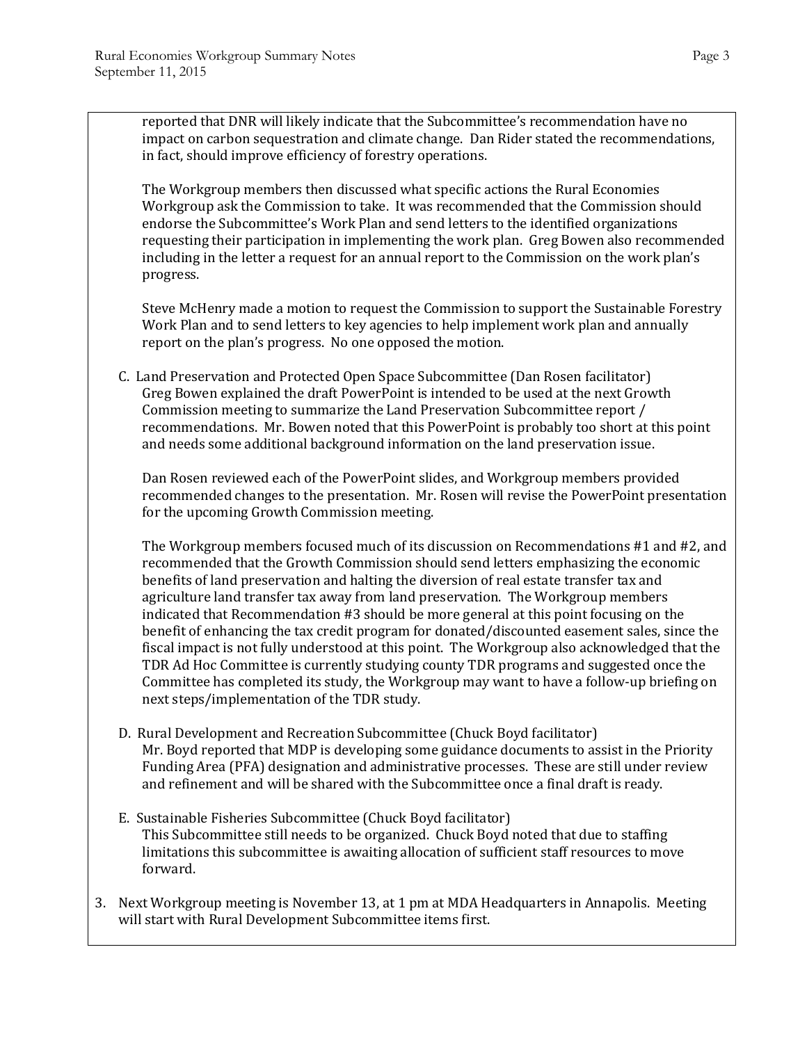reported that DNR will likely indicate that the Subcommittee's recommendation have no impact on carbon sequestration and climate change. Dan Rider stated the recommendations, in fact, should improve efficiency of forestry operations.

The Workgroup members then discussed what specific actions the Rural Economies Workgroup ask the Commission to take. It was recommended that the Commission should endorse the Subcommittee's Work Plan and send letters to the identified organizations requesting their participation in implementing the work plan. Greg Bowen also recommended including in the letter a request for an annual report to the Commission on the work plan's progress.

Steve McHenry made a motion to request the Commission to support the Sustainable Forestry Work Plan and to send letters to key agencies to help implement work plan and annually report on the plan's progress. No one opposed the motion.

C. Land Preservation and Protected Open Space Subcommittee (Dan Rosen facilitator)
Greg Bowen explained the draft PowerPoint is intended to be used at the next Growth Commission meeting to summarize the Land Preservation Subcommittee report / recommendations. Mr. Bowen noted that this PowerPoint is probably too short at this point and needs some additional background information on the land preservation issue.

Dan Rosen reviewed each of the PowerPoint slides, and Workgroup members provided recommended changes to the presentation. Mr. Rosen will revise the PowerPoint presentation for the upcoming Growth Commission meeting.

The Workgroup members focused much of its discussion on Recommendations #1 and #2, and recommended that the Growth Commission should send letters emphasizing the economic benefits of land preservation and halting the diversion of real estate transfer tax and agriculture land transfer tax away from land preservation. The Workgroup members indicated that Recommendation #3 should be more general at this point focusing on the benefit of enhancing the tax credit program for donated/discounted easement sales, since the fiscal impact is not fully understood at this point. The Workgroup also acknowledged that the TDR Ad Hoc Committee is currently studying county TDR programs and suggested once the Committee has completed its study, the Workgroup may want to have a follow-up briefing on next steps/implementation of the TDR study.

D. Rural Development and Recreation Subcommittee (Chuck Boyd facilitator)
Mr. Boyd reported that MDP is developing some guidance documents to assist in the Priority Funding Area (PFA) designation and administrative processes. These are still under review and refinement and will be shared with the Subcommittee once a final draft is ready.

E. Sustainable Fisheries Subcommittee (Chuck Boyd facilitator)
This Subcommittee still needs to be organized. Chuck Boyd noted that due to staffing limitations this subcommittee is awaiting allocation of sufficient staff resources to move forward.

3. Next Workgroup meeting is November 13, at 1 pm at MDA Headquarters in Annapolis. Meeting will start with Rural Development Subcommittee items first.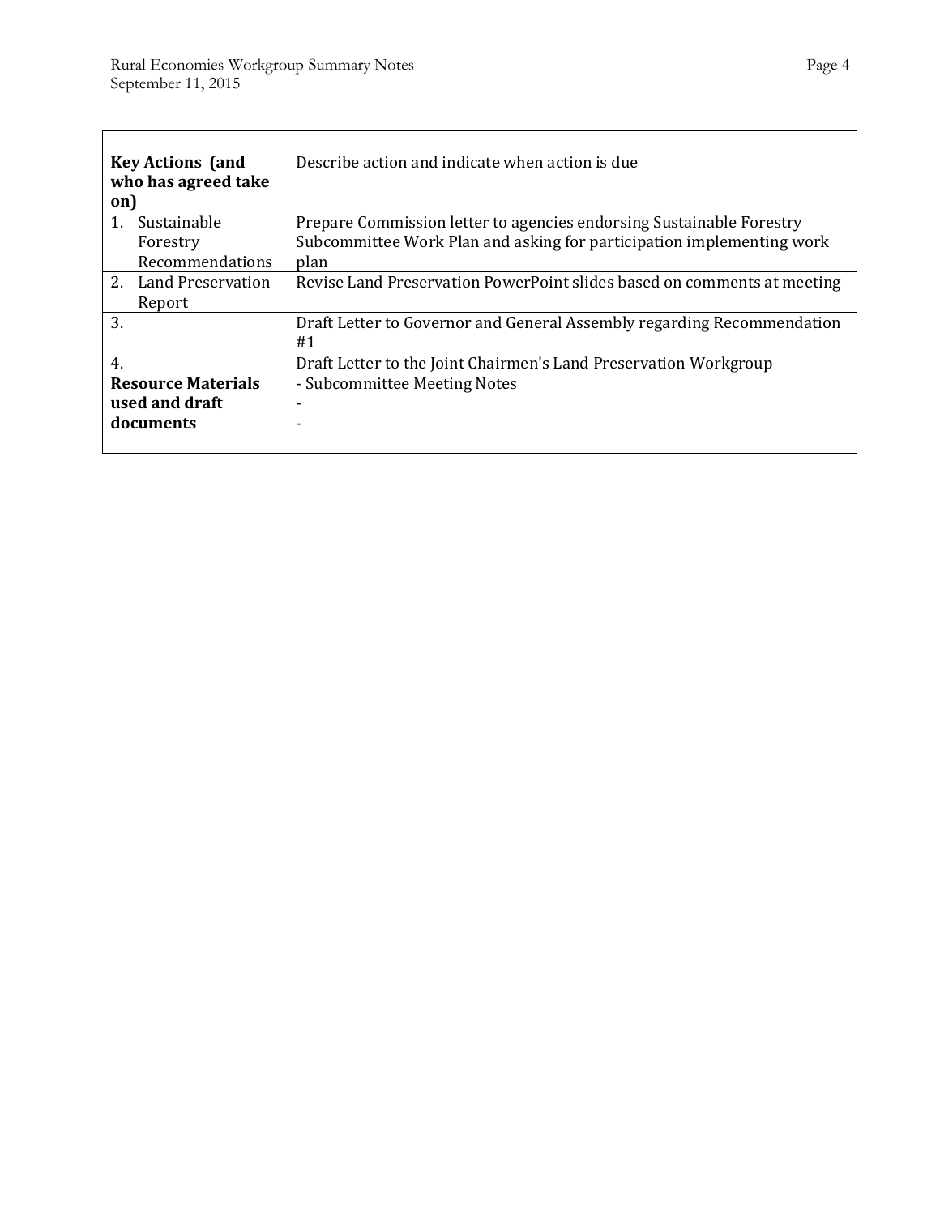| | |
|---|---|
| **Key Actions (and who has agreed take on)** | Describe action and indicate when action is due |
| 1. Sustainable Forestry Recommendations | Prepare Commission letter to agencies endorsing Sustainable Forestry Subcommittee Work Plan and asking for participation implementing work plan |
| 2. Land Preservation Report | Revise Land Preservation PowerPoint slides based on comments at meeting |
| 3. | Draft Letter to Governor and General Assembly regarding Recommendation #1 |
| 4. | Draft Letter to the Joint Chairmen's Land Preservation Workgroup |
| **Resource Materials used and draft documents** | - Subcommittee Meeting Notes<br>-<br>- |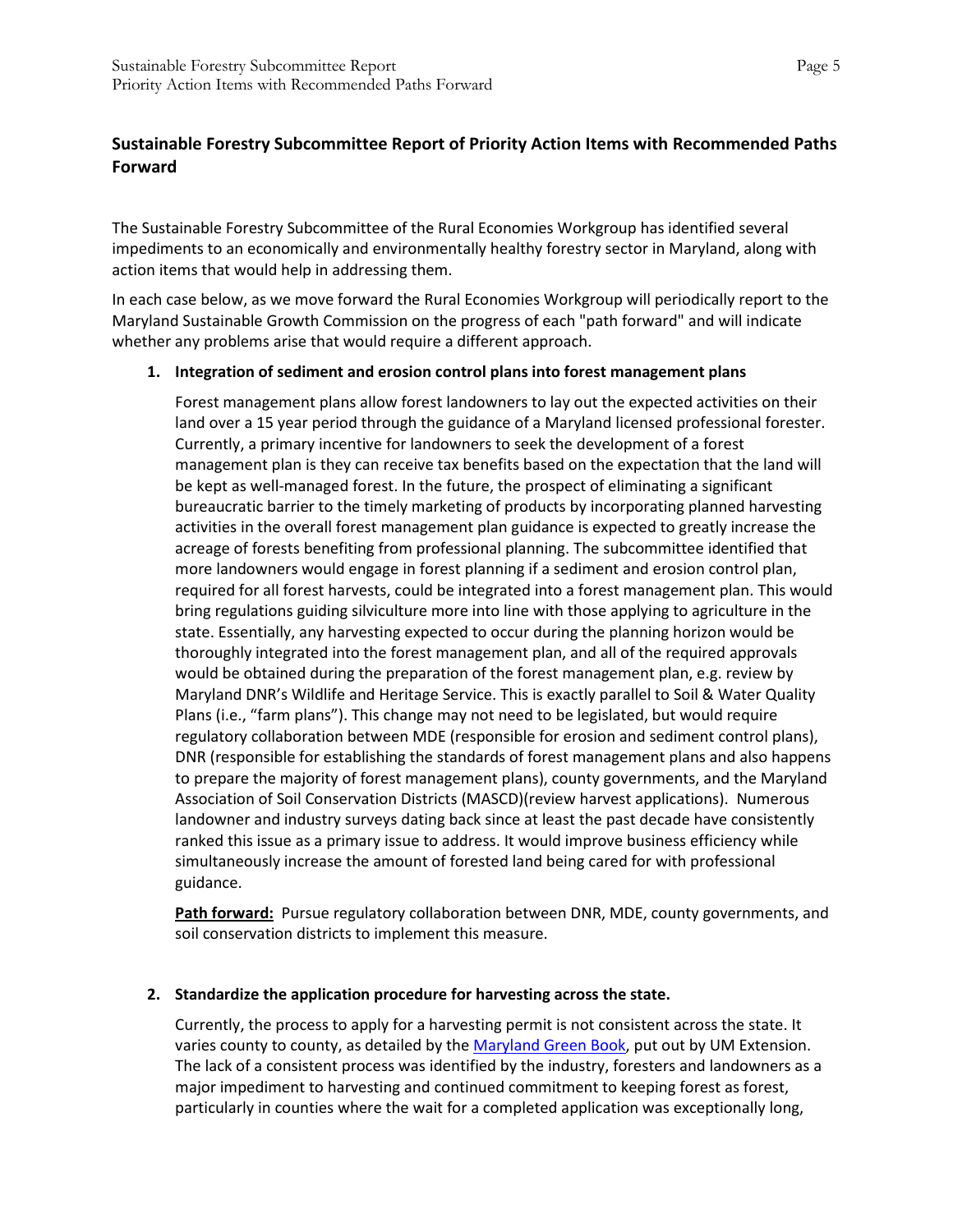## Sustainable Forestry Subcommittee Report of Priority Action Items with Recommended Paths Forward

The Sustainable Forestry Subcommittee of the Rural Economies Workgroup has identified several impediments to an economically and environmentally healthy forestry sector in Maryland, along with action items that would help in addressing them.

In each case below, as we move forward the Rural Economies Workgroup will periodically report to the Maryland Sustainable Growth Commission on the progress of each "path forward" and will indicate whether any problems arise that would require a different approach.

1. **Integration of sediment and erosion control plans into forest management plans**

   Forest management plans allow forest landowners to lay out the expected activities on their land over a 15 year period through the guidance of a Maryland licensed professional forester. Currently, a primary incentive for landowners to seek the development of a forest management plan is they can receive tax benefits based on the expectation that the land will be kept as well-managed forest. In the future, the prospect of eliminating a significant bureaucratic barrier to the timely marketing of products by incorporating planned harvesting activities in the overall forest management plan guidance is expected to greatly increase the acreage of forests benefiting from professional planning. The subcommittee identified that more landowners would engage in forest planning if a sediment and erosion control plan, required for all forest harvests, could be integrated into a forest management plan. This would bring regulations guiding silviculture more into line with those applying to agriculture in the state. Essentially, any harvesting expected to occur during the planning horizon would be thoroughly integrated into the forest management plan, and all of the required approvals would be obtained during the preparation of the forest management plan, e.g. review by Maryland DNR's Wildlife and Heritage Service. This is exactly parallel to Soil & Water Quality Plans (i.e., "farm plans"). This change may not need to be legislated, but would require regulatory collaboration between MDE (responsible for erosion and sediment control plans), DNR (responsible for establishing the standards of forest management plans and also happens to prepare the majority of forest management plans), county governments, and the Maryland Association of Soil Conservation Districts (MASCD)(review harvest applications). Numerous landowner and industry surveys dating back since at least the past decade have consistently ranked this issue as a primary issue to address. It would improve business efficiency while simultaneously increase the amount of forested land being cared for with professional guidance.

   **Path forward:** Pursue regulatory collaboration between DNR, MDE, county governments, and soil conservation districts to implement this measure.

2. **Standardize the application procedure for harvesting across the state.**

   Currently, the process to apply for a harvesting permit is not consistent across the state. It varies county to county, as detailed by the Maryland Green Book, put out by UM Extension. The lack of a consistent process was identified by the industry, foresters and landowners as a major impediment to harvesting and continued commitment to keeping forest as forest, particularly in counties where the wait for a completed application was exceptionally long,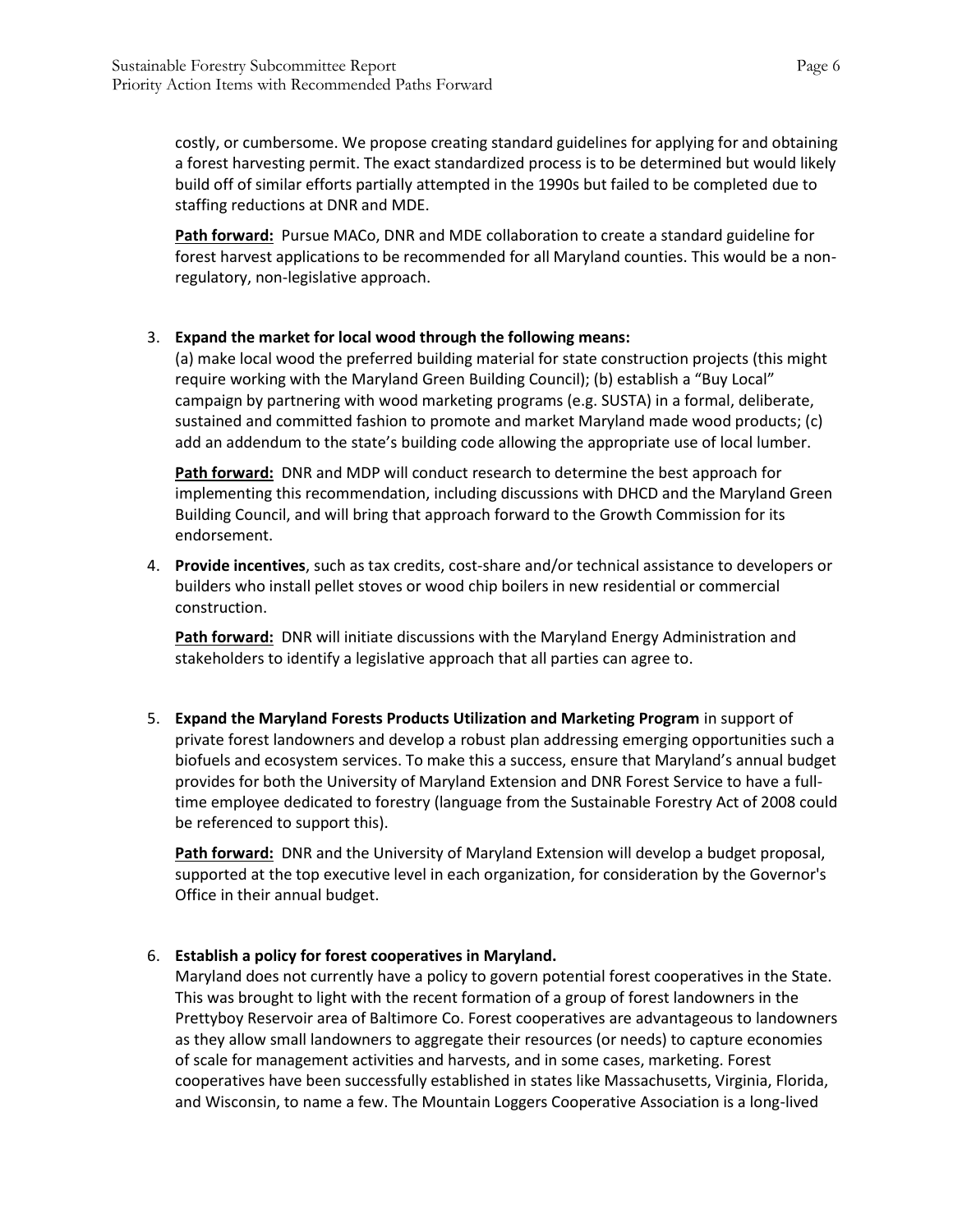costly, or cumbersome. We propose creating standard guidelines for applying for and obtaining a forest harvesting permit. The exact standardized process is to be determined but would likely build off of similar efforts partially attempted in the 1990s but failed to be completed due to staffing reductions at DNR and MDE.

**Path forward:** Pursue MACo, DNR and MDE collaboration to create a standard guideline for forest harvest applications to be recommended for all Maryland counties. This would be a non-regulatory, non-legislative approach.

3. **Expand the market for local wood through the following means:**
   (a) make local wood the preferred building material for state construction projects (this might require working with the Maryland Green Building Council); (b) establish a "Buy Local" campaign by partnering with wood marketing programs (e.g. SUSTA) in a formal, deliberate, sustained and committed fashion to promote and market Maryland made wood products; (c) add an addendum to the state's building code allowing the appropriate use of local lumber.

   **Path forward:** DNR and MDP will conduct research to determine the best approach for implementing this recommendation, including discussions with DHCD and the Maryland Green Building Council, and will bring that approach forward to the Growth Commission for its endorsement.

4. **Provide incentives**, such as tax credits, cost-share and/or technical assistance to developers or builders who install pellet stoves or wood chip boilers in new residential or commercial construction.

   **Path forward:** DNR will initiate discussions with the Maryland Energy Administration and stakeholders to identify a legislative approach that all parties can agree to.

5. **Expand the Maryland Forests Products Utilization and Marketing Program** in support of private forest landowners and develop a robust plan addressing emerging opportunities such a biofuels and ecosystem services. To make this a success, ensure that Maryland's annual budget provides for both the University of Maryland Extension and DNR Forest Service to have a full-time employee dedicated to forestry (language from the Sustainable Forestry Act of 2008 could be referenced to support this).

   **Path forward:** DNR and the University of Maryland Extension will develop a budget proposal, supported at the top executive level in each organization, for consideration by the Governor's Office in their annual budget.

6. **Establish a policy for forest cooperatives in Maryland.**
   Maryland does not currently have a policy to govern potential forest cooperatives in the State. This was brought to light with the recent formation of a group of forest landowners in the Prettyboy Reservoir area of Baltimore Co. Forest cooperatives are advantageous to landowners as they allow small landowners to aggregate their resources (or needs) to capture economies of scale for management activities and harvests, and in some cases, marketing. Forest cooperatives have been successfully established in states like Massachusetts, Virginia, Florida, and Wisconsin, to name a few. The Mountain Loggers Cooperative Association is a long-lived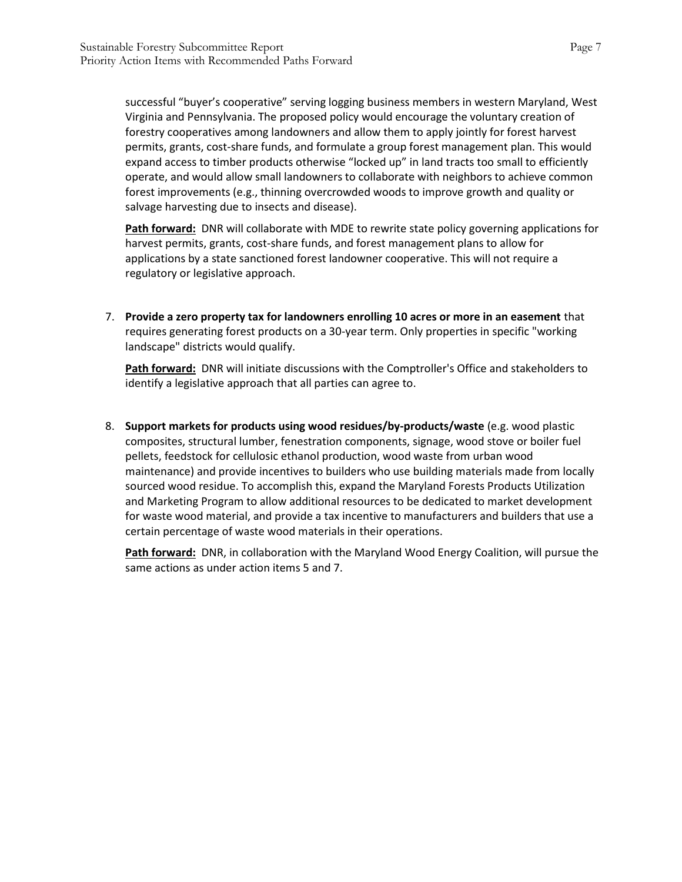successful "buyer's cooperative" serving logging business members in western Maryland, West Virginia and Pennsylvania. The proposed policy would encourage the voluntary creation of forestry cooperatives among landowners and allow them to apply jointly for forest harvest permits, grants, cost-share funds, and formulate a group forest management plan. This would expand access to timber products otherwise "locked up" in land tracts too small to efficiently operate, and would allow small landowners to collaborate with neighbors to achieve common forest improvements (e.g., thinning overcrowded woods to improve growth and quality or salvage harvesting due to insects and disease).

**Path forward:** DNR will collaborate with MDE to rewrite state policy governing applications for harvest permits, grants, cost-share funds, and forest management plans to allow for applications by a state sanctioned forest landowner cooperative. This will not require a regulatory or legislative approach.

7. **Provide a zero property tax for landowners enrolling 10 acres or more in an easement** that requires generating forest products on a 30-year term. Only properties in specific "working landscape" districts would qualify.

   **Path forward:** DNR will initiate discussions with the Comptroller's Office and stakeholders to identify a legislative approach that all parties can agree to.

8. **Support markets for products using wood residues/by-products/waste** (e.g. wood plastic composites, structural lumber, fenestration components, signage, wood stove or boiler fuel pellets, feedstock for cellulosic ethanol production, wood waste from urban wood maintenance) and provide incentives to builders who use building materials made from locally sourced wood residue. To accomplish this, expand the Maryland Forests Products Utilization and Marketing Program to allow additional resources to be dedicated to market development for waste wood material, and provide a tax incentive to manufacturers and builders that use a certain percentage of waste wood materials in their operations.

   **Path forward:** DNR, in collaboration with the Maryland Wood Energy Coalition, will pursue the same actions as under action items 5 and 7.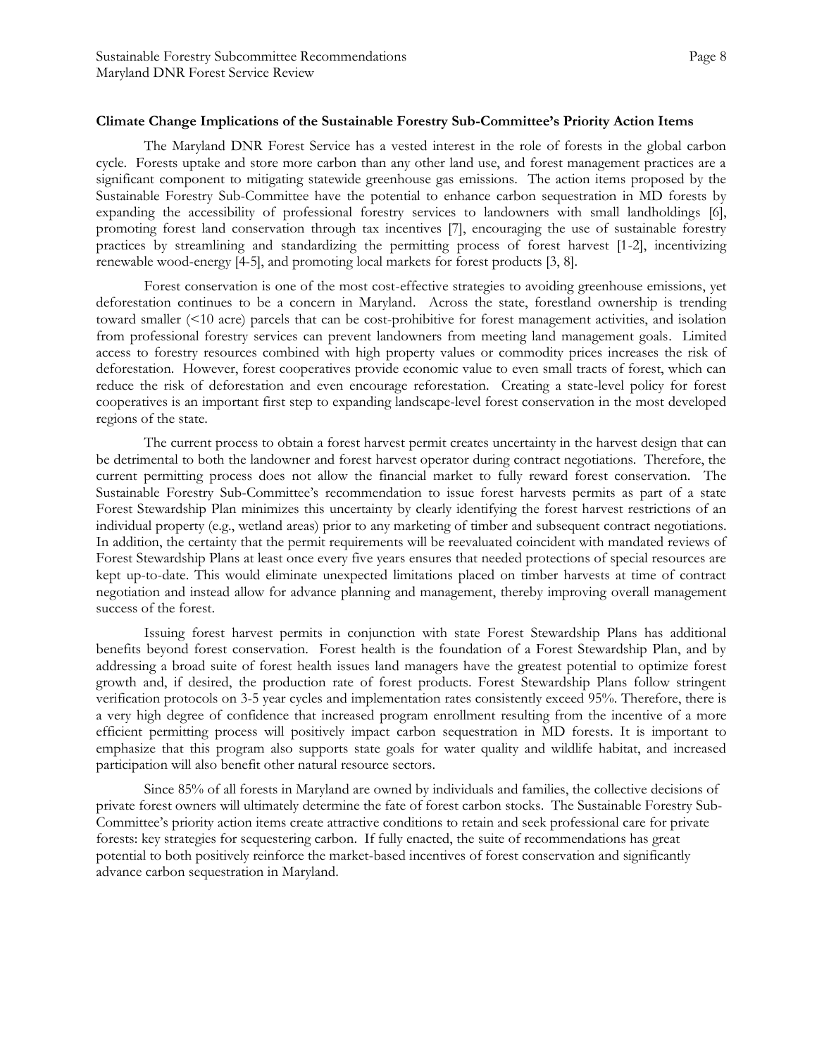**Climate Change Implications of the Sustainable Forestry Sub-Committee's Priority Action Items**

The Maryland DNR Forest Service has a vested interest in the role of forests in the global carbon cycle. Forests uptake and store more carbon than any other land use, and forest management practices are a significant component to mitigating statewide greenhouse gas emissions. The action items proposed by the Sustainable Forestry Sub-Committee have the potential to enhance carbon sequestration in MD forests by expanding the accessibility of professional forestry services to landowners with small landholdings [6], promoting forest land conservation through tax incentives [7], encouraging the use of sustainable forestry practices by streamlining and standardizing the permitting process of forest harvest [1-2], incentivizing renewable wood-energy [4-5], and promoting local markets for forest products [3, 8].

Forest conservation is one of the most cost-effective strategies to avoiding greenhouse emissions, yet deforestation continues to be a concern in Maryland. Across the state, forestland ownership is trending toward smaller (<10 acre) parcels that can be cost-prohibitive for forest management activities, and isolation from professional forestry services can prevent landowners from meeting land management goals. Limited access to forestry resources combined with high property values or commodity prices increases the risk of deforestation. However, forest cooperatives provide economic value to even small tracts of forest, which can reduce the risk of deforestation and even encourage reforestation. Creating a state-level policy for forest cooperatives is an important first step to expanding landscape-level forest conservation in the most developed regions of the state.

The current process to obtain a forest harvest permit creates uncertainty in the harvest design that can be detrimental to both the landowner and forest harvest operator during contract negotiations. Therefore, the current permitting process does not allow the financial market to fully reward forest conservation. The Sustainable Forestry Sub-Committee's recommendation to issue forest harvests permits as part of a state Forest Stewardship Plan minimizes this uncertainty by clearly identifying the forest harvest restrictions of an individual property (e.g., wetland areas) prior to any marketing of timber and subsequent contract negotiations. In addition, the certainty that the permit requirements will be reevaluated coincident with mandated reviews of Forest Stewardship Plans at least once every five years ensures that needed protections of special resources are kept up-to-date. This would eliminate unexpected limitations placed on timber harvests at time of contract negotiation and instead allow for advance planning and management, thereby improving overall management success of the forest.

Issuing forest harvest permits in conjunction with state Forest Stewardship Plans has additional benefits beyond forest conservation. Forest health is the foundation of a Forest Stewardship Plan, and by addressing a broad suite of forest health issues land managers have the greatest potential to optimize forest growth and, if desired, the production rate of forest products. Forest Stewardship Plans follow stringent verification protocols on 3-5 year cycles and implementation rates consistently exceed 95%. Therefore, there is a very high degree of confidence that increased program enrollment resulting from the incentive of a more efficient permitting process will positively impact carbon sequestration in MD forests. It is important to emphasize that this program also supports state goals for water quality and wildlife habitat, and increased participation will also benefit other natural resource sectors.

Since 85% of all forests in Maryland are owned by individuals and families, the collective decisions of private forest owners will ultimately determine the fate of forest carbon stocks. The Sustainable Forestry Sub-Committee's priority action items create attractive conditions to retain and seek professional care for private forests: key strategies for sequestering carbon. If fully enacted, the suite of recommendations has great potential to both positively reinforce the market-based incentives of forest conservation and significantly advance carbon sequestration in Maryland.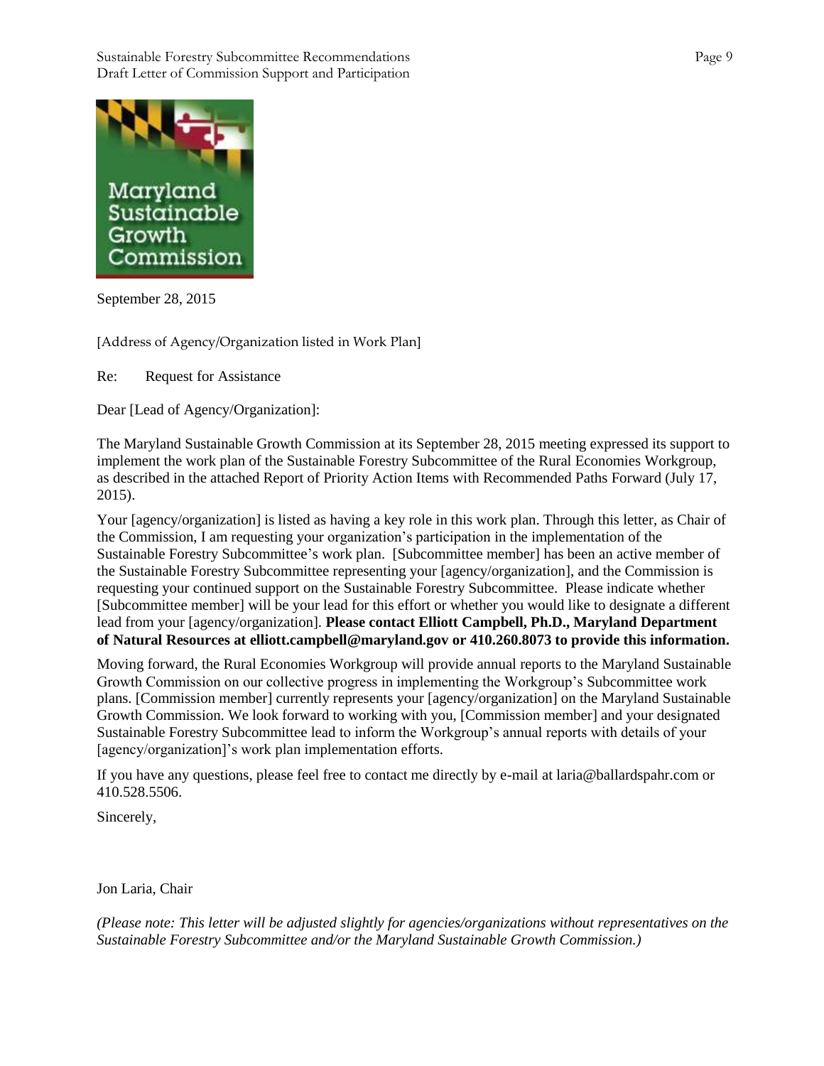Maryland Sustainable Growth Commission

September 28, 2015

[Address of Agency/Organization listed in Work Plan]

Re: Request for Assistance

Dear [Lead of Agency/Organization]:

The Maryland Sustainable Growth Commission at its September 28, 2015 meeting expressed its support to implement the work plan of the Sustainable Forestry Subcommittee of the Rural Economies Workgroup, as described in the attached Report of Priority Action Items with Recommended Paths Forward (July 17, 2015).

Your [agency/organization] is listed as having a key role in this work plan. Through this letter, as Chair of the Commission, I am requesting your organization's participation in the implementation of the Sustainable Forestry Subcommittee's work plan. [Subcommittee member] has been an active member of the Sustainable Forestry Subcommittee representing your [agency/organization], and the Commission is requesting your continued support on the Sustainable Forestry Subcommittee. Please indicate whether [Subcommittee member] will be your lead for this effort or whether you would like to designate a different lead from your [agency/organization]. **Please contact Elliott Campbell, Ph.D., Maryland Department of Natural Resources at elliott.campbell@maryland.gov or 410.260.8073 to provide this information.**

Moving forward, the Rural Economies Workgroup will provide annual reports to the Maryland Sustainable Growth Commission on our collective progress in implementing the Workgroup's Subcommittee work plans. [Commission member] currently represents your [agency/organization] on the Maryland Sustainable Growth Commission. We look forward to working with you, [Commission member] and your designated Sustainable Forestry Subcommittee lead to inform the Workgroup's annual reports with details of your [agency/organization]'s work plan implementation efforts.

If you have any questions, please feel free to contact me directly by e-mail at laria@ballardspahr.com or 410.528.5506.

Sincerely,

Jon Laria, Chair

*(Please note: This letter will be adjusted slightly for agencies/organizations without representatives on the Sustainable Forestry Subcommittee and/or the Maryland Sustainable Growth Commission.)*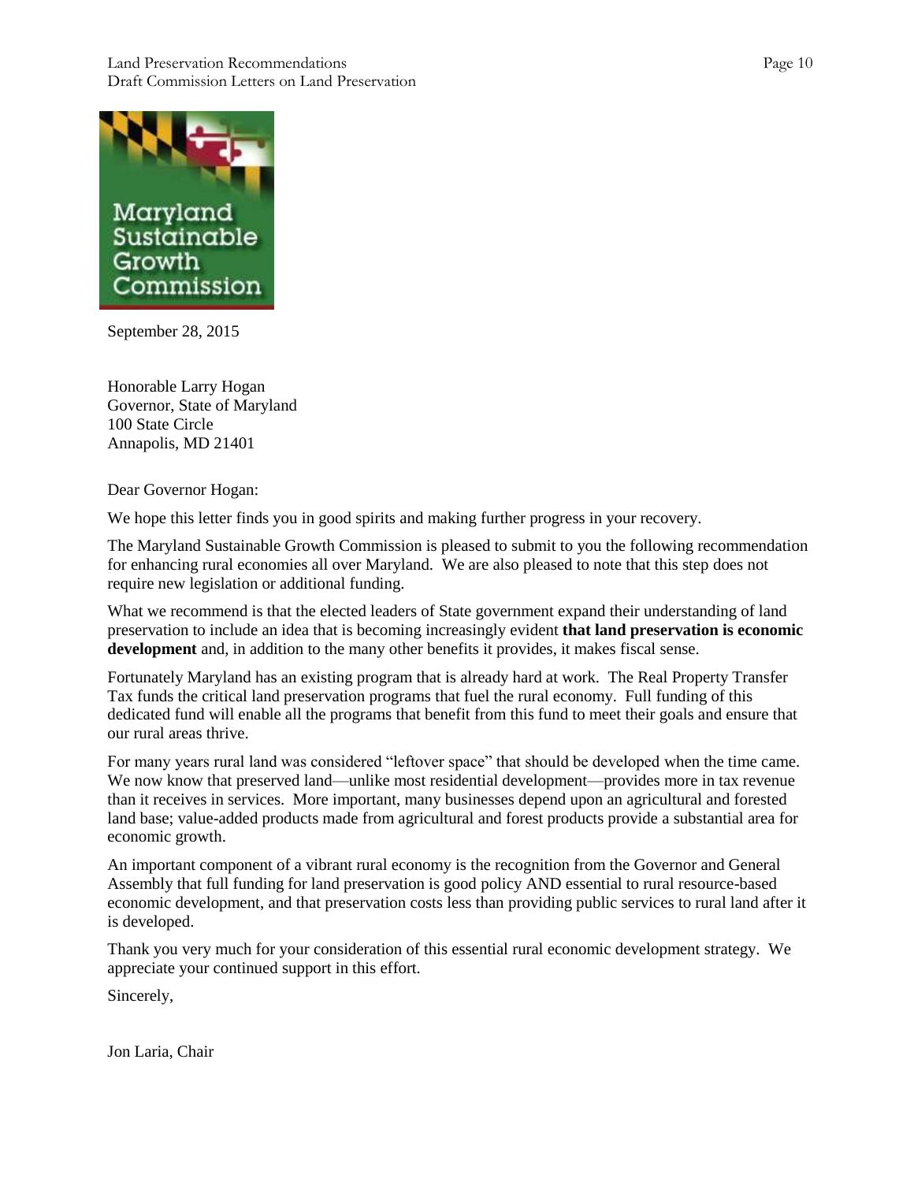Maryland Sustainable Growth Commission

September 28, 2015

Honorable Larry Hogan
Governor, State of Maryland
100 State Circle
Annapolis, MD 21401

Dear Governor Hogan:

We hope this letter finds you in good spirits and making further progress in your recovery.

The Maryland Sustainable Growth Commission is pleased to submit to you the following recommendation for enhancing rural economies all over Maryland. We are also pleased to note that this step does not require new legislation or additional funding.

What we recommend is that the elected leaders of State government expand their understanding of land preservation to include an idea that is becoming increasingly evident **that land preservation is economic development** and, in addition to the many other benefits it provides, it makes fiscal sense.

Fortunately Maryland has an existing program that is already hard at work. The Real Property Transfer Tax funds the critical land preservation programs that fuel the rural economy. Full funding of this dedicated fund will enable all the programs that benefit from this fund to meet their goals and ensure that our rural areas thrive.

For many years rural land was considered "leftover space" that should be developed when the time came. We now know that preserved land—unlike most residential development—provides more in tax revenue than it receives in services. More important, many businesses depend upon an agricultural and forested land base; value-added products made from agricultural and forest products provide a substantial area for economic growth.

An important component of a vibrant rural economy is the recognition from the Governor and General Assembly that full funding for land preservation is good policy AND essential to rural resource-based economic development, and that preservation costs less than providing public services to rural land after it is developed.

Thank you very much for your consideration of this essential rural economic development strategy. We appreciate your continued support in this effort.

Sincerely,

Jon Laria, Chair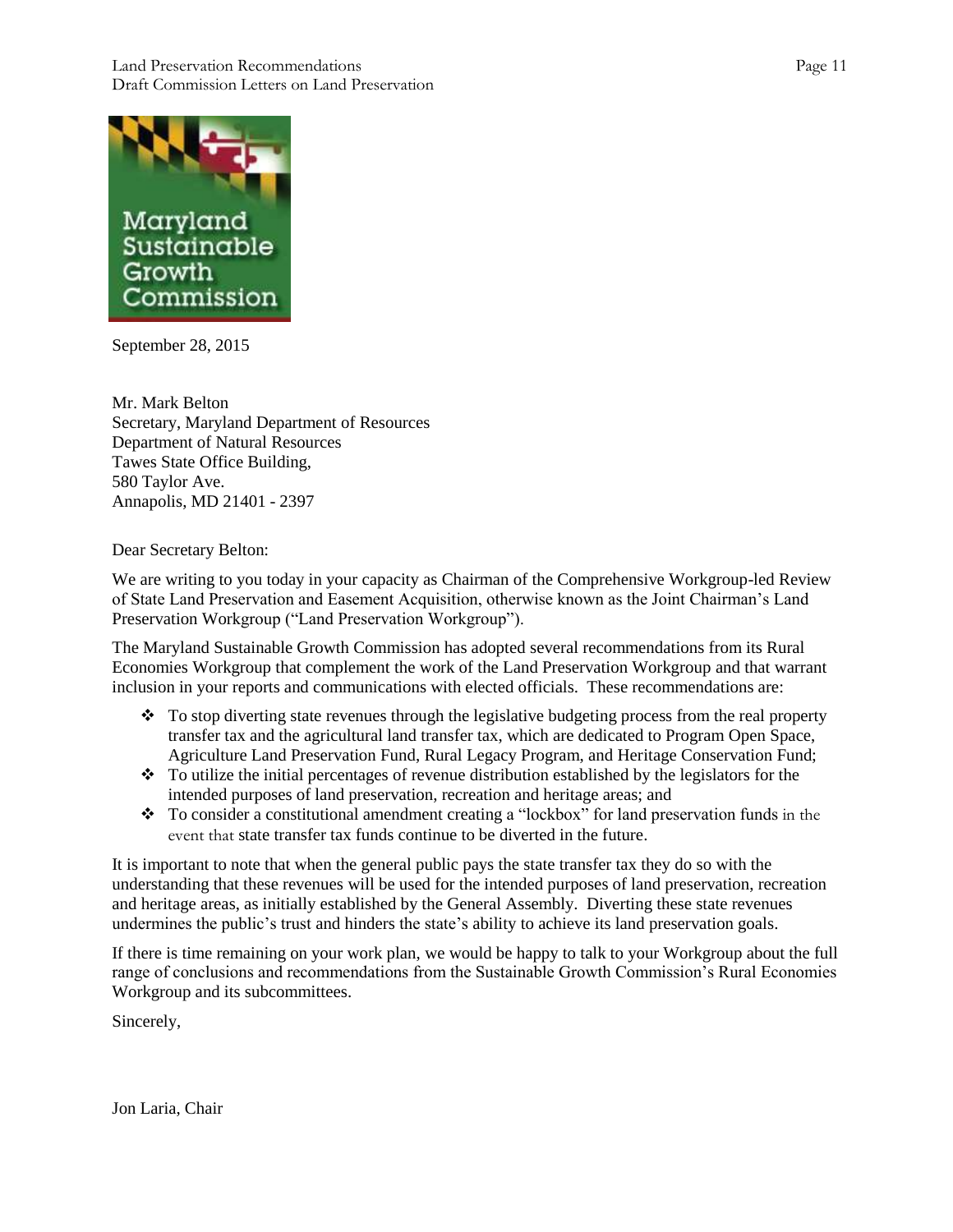Maryland Sustainable Growth Commission

September 28, 2015

Mr. Mark Belton  
Secretary, Maryland Department of Resources  
Department of Natural Resources  
Tawes State Office Building,  
580 Taylor Ave.  
Annapolis, MD 21401 - 2397

Dear Secretary Belton:

We are writing to you today in your capacity as Chairman of the Comprehensive Workgroup-led Review of State Land Preservation and Easement Acquisition, otherwise known as the Joint Chairman's Land Preservation Workgroup ("Land Preservation Workgroup").

The Maryland Sustainable Growth Commission has adopted several recommendations from its Rural Economies Workgroup that complement the work of the Land Preservation Workgroup and that warrant inclusion in your reports and communications with elected officials. These recommendations are:

- To stop diverting state revenues through the legislative budgeting process from the real property transfer tax and the agricultural land transfer tax, which are dedicated to Program Open Space, Agriculture Land Preservation Fund, Rural Legacy Program, and Heritage Conservation Fund;
- To utilize the initial percentages of revenue distribution established by the legislators for the intended purposes of land preservation, recreation and heritage areas; and
- To consider a constitutional amendment creating a "lockbox" for land preservation funds in the event that state transfer tax funds continue to be diverted in the future.

It is important to note that when the general public pays the state transfer tax they do so with the understanding that these revenues will be used for the intended purposes of land preservation, recreation and heritage areas, as initially established by the General Assembly. Diverting these state revenues undermines the public's trust and hinders the state's ability to achieve its land preservation goals.

If there is time remaining on your work plan, we would be happy to talk to your Workgroup about the full range of conclusions and recommendations from the Sustainable Growth Commission's Rural Economies Workgroup and its subcommittees.

Sincerely,

Jon Laria, Chair